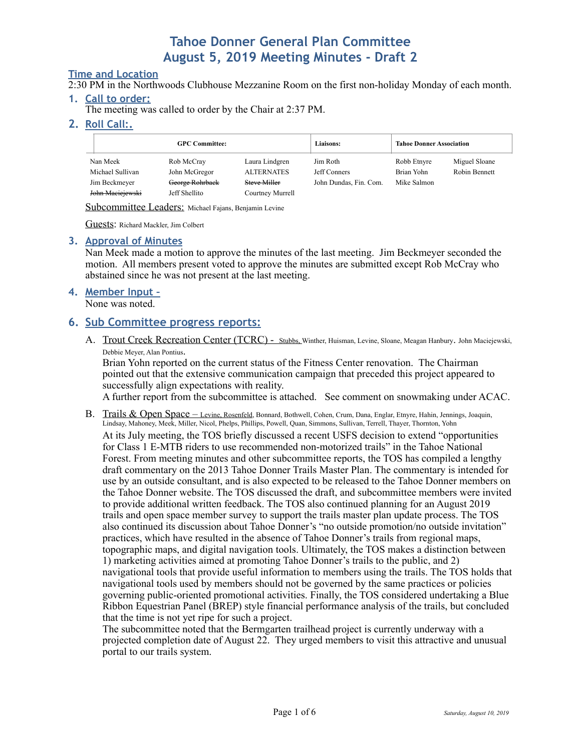# Tahoe Donner General Plan Committee
# August 5, 2019 Meeting Minutes - Draft 2

## Time and Location

2:30 PM in the Northwoods Clubhouse Mezzanine Room on the first non-holiday Monday of each month.

## 1. Call to order:

The meeting was called to order by the Chair at 2:37 PM.

## 2. Roll Call:.

| GPC Committee: | | | Liaisons: | Tahoe Donner Association | |
|---|---|---|---|---|---|
| Nan Meek | Rob McCray | Laura Lindgren | Jim Roth | Robb Etnyre | Miguel Sloane |
| Michael Sullivan | John McGregor | ALTERNATES | Jeff Conners | Brian Yohn | Robin Bennett |
| Jim Beckmeyer | ~~George Rohrback~~ | ~~Steve Miller~~ | John Dundas, Fin. Com. | Mike Salmon | |
| ~~John Maciejewski~~ | Jeff Shellito | Courtney Murrell | | | |

Subcommittee Leaders: Michael Fajans, Benjamin Levine

Guests: Richard Mackler, Jim Colbert

## 3. Approval of Minutes

Nan Meek made a motion to approve the minutes of the last meeting. Jim Beckmeyer seconded the motion. All members present voted to approve the minutes are submitted except Rob McCray who abstained since he was not present at the last meeting.

## 4. Member Input –

None was noted.

## 6. Sub Committee progress reports:

A. Trout Creek Recreation Center (TCRC) - Stubbs, Winther, Huisman, Levine, Sloane, Meagan Hanbury. John Maciejewski, Debbie Meyer, Alan Pontius.

Brian Yohn reported on the current status of the Fitness Center renovation. The Chairman pointed out that the extensive communication campaign that preceded this project appeared to successfully align expectations with reality.

A further report from the subcommittee is attached. See comment on snowmaking under ACAC.

B. Trails & Open Space – Levine, Rosenfeld, Bonnard, Bothwell, Cohen, Crum, Dana, Englar, Etnyre, Hahin, Jennings, Joaquin, Lindsay, Mahoney, Meek, Miller, Nicol, Phelps, Phillips, Powell, Quan, Simmons, Sullivan, Terrell, Thayer, Thornton, Yohn

At its July meeting, the TOS briefly discussed a recent USFS decision to extend "opportunities for Class 1 E-MTB riders to use recommended non-motorized trails" in the Tahoe National Forest. From meeting minutes and other subcommittee reports, the TOS has compiled a lengthy draft commentary on the 2013 Tahoe Donner Trails Master Plan. The commentary is intended for use by an outside consultant, and is also expected to be released to the Tahoe Donner members on the Tahoe Donner website. The TOS discussed the draft, and subcommittee members were invited to provide additional written feedback. The TOS also continued planning for an August 2019 trails and open space member survey to support the trails master plan update process. The TOS also continued its discussion about Tahoe Donner's "no outside promotion/no outside invitation" practices, which have resulted in the absence of Tahoe Donner's trails from regional maps, topographic maps, and digital navigation tools. Ultimately, the TOS makes a distinction between 1) marketing activities aimed at promoting Tahoe Donner's trails to the public, and 2) navigational tools that provide useful information to members using the trails. The TOS holds that navigational tools used by members should not be governed by the same practices or policies governing public-oriented promotional activities. Finally, the TOS considered undertaking a Blue Ribbon Equestrian Panel (BREP) style financial performance analysis of the trails, but concluded that the time is not yet ripe for such a project.

The subcommittee noted that the Bermgarten trailhead project is currently underway with a projected completion date of August 22. They urged members to visit this attractive and unusual portal to our trails system.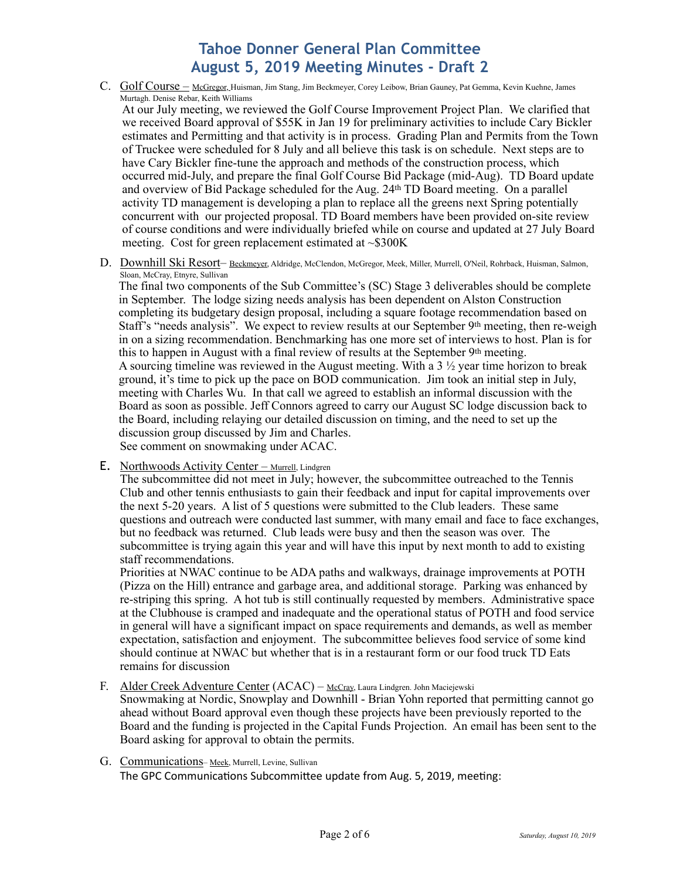C. Golf Course – McGregor, Huisman, Jim Stang, Jim Beckmeyer, Corey Leibow, Brian Gauney, Pat Gemma, Kevin Kuehne, James Murtagh. Denise Rebar, Keith Williams

At our July meeting, we reviewed the Golf Course Improvement Project Plan. We clarified that we received Board approval of $55K in Jan 19 for preliminary activities to include Cary Bickler estimates and Permitting and that activity is in process. Grading Plan and Permits from the Town of Truckee were scheduled for 8 July and all believe this task is on schedule. Next steps are to have Cary Bickler fine-tune the approach and methods of the construction process, which occurred mid-July, and prepare the final Golf Course Bid Package (mid-Aug). TD Board update and overview of Bid Package scheduled for the Aug. 24th TD Board meeting. On a parallel activity TD management is developing a plan to replace all the greens next Spring potentially concurrent with our projected proposal. TD Board members have been provided on-site review of course conditions and were individually briefed while on course and updated at 27 July Board meeting. Cost for green replacement estimated at ~$300K

D. Downhill Ski Resort– Beckmeyer, Aldridge, McClendon, McGregor, Meek, Miller, Murrell, O'Neil, Rohrback, Huisman, Salmon, Sloan, McCray, Etnyre, Sullivan

The final two components of the Sub Committee's (SC) Stage 3 deliverables should be complete in September. The lodge sizing needs analysis has been dependent on Alston Construction completing its budgetary design proposal, including a square footage recommendation based on Staff's "needs analysis". We expect to review results at our September 9th meeting, then re-weigh in on a sizing recommendation. Benchmarking has one more set of interviews to host. Plan is for this to happen in August with a final review of results at the September 9th meeting.
A sourcing timeline was reviewed in the August meeting. With a 3 ½ year time horizon to break ground, it's time to pick up the pace on BOD communication. Jim took an initial step in July, meeting with Charles Wu. In that call we agreed to establish an informal discussion with the Board as soon as possible. Jeff Connors agreed to carry our August SC lodge discussion back to the Board, including relaying our detailed discussion on timing, and the need to set up the discussion group discussed by Jim and Charles.
See comment on snowmaking under ACAC.

E. Northwoods Activity Center – Murrell, Lindgren

The subcommittee did not meet in July; however, the subcommittee outreached to the Tennis Club and other tennis enthusiasts to gain their feedback and input for capital improvements over the next 5-20 years. A list of 5 questions were submitted to the Club leaders. These same questions and outreach were conducted last summer, with many email and face to face exchanges, but no feedback was returned. Club leads were busy and then the season was over. The subcommittee is trying again this year and will have this input by next month to add to existing staff recommendations.
Priorities at NWAC continue to be ADA paths and walkways, drainage improvements at POTH (Pizza on the Hill) entrance and garbage area, and additional storage. Parking was enhanced by re-striping this spring. A hot tub is still continually requested by members. Administrative space at the Clubhouse is cramped and inadequate and the operational status of POTH and food service in general will have a significant impact on space requirements and demands, as well as member expectation, satisfaction and enjoyment. The subcommittee believes food service of some kind should continue at NWAC but whether that is in a restaurant form or our food truck TD Eats remains for discussion

F. Alder Creek Adventure Center (ACAC) – McCray, Laura Lindgren. John Maciejewski

Snowmaking at Nordic, Snowplay and Downhill - Brian Yohn reported that permitting cannot go ahead without Board approval even though these projects have been previously reported to the Board and the funding is projected in the Capital Funds Projection. An email has been sent to the Board asking for approval to obtain the permits.

G. Communications– Meek, Murrell, Levine, Sullivan

The GPC Communications Subcommittee update from Aug. 5, 2019, meeting: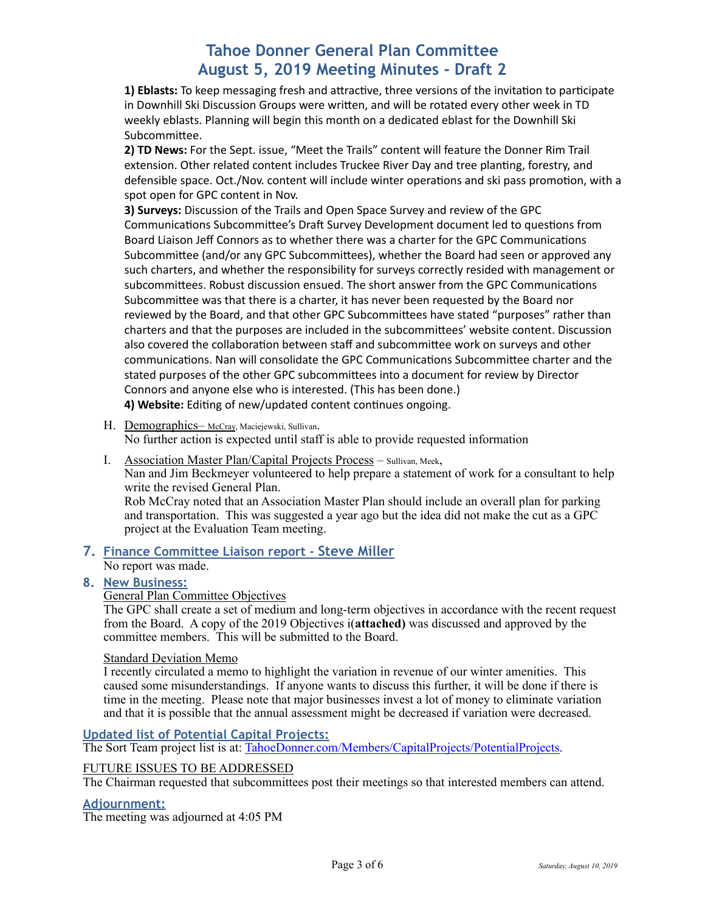**1) Eblasts:** To keep messaging fresh and attractive, three versions of the invitation to participate in Downhill Ski Discussion Groups were written, and will be rotated every other week in TD weekly eblasts. Planning will begin this month on a dedicated eblast for the Downhill Ski Subcommittee.

**2) TD News:** For the Sept. issue, "Meet the Trails" content will feature the Donner Rim Trail extension. Other related content includes Truckee River Day and tree planting, forestry, and defensible space. Oct./Nov. content will include winter operations and ski pass promotion, with a spot open for GPC content in Nov.

**3) Surveys:** Discussion of the Trails and Open Space Survey and review of the GPC Communications Subcommittee's Draft Survey Development document led to questions from Board Liaison Jeff Connors as to whether there was a charter for the GPC Communications Subcommittee (and/or any GPC Subcommittees), whether the Board had seen or approved any such charters, and whether the responsibility for surveys correctly resided with management or subcommittees. Robust discussion ensued. The short answer from the GPC Communications Subcommittee was that there is a charter, it has never been requested by the Board nor reviewed by the Board, and that other GPC Subcommittees have stated "purposes" rather than charters and that the purposes are included in the subcommittees' website content. Discussion also covered the collaboration between staff and subcommittee work on surveys and other communications. Nan will consolidate the GPC Communications Subcommittee charter and the stated purposes of the other GPC subcommittees into a document for review by Director Connors and anyone else who is interested. (This has been done.)

**4) Website:** Editing of new/updated content continues ongoing.

H. Demographics– McCray, Maciejewski, Sullivan.
No further action is expected until staff is able to provide requested information

I. Association Master Plan/Capital Projects Process – Sullivan, Meek,
Nan and Jim Beckmeyer volunteered to help prepare a statement of work for a consultant to help write the revised General Plan.
Rob McCray noted that an Association Master Plan should include an overall plan for parking and transportation. This was suggested a year ago but the idea did not make the cut as a GPC project at the Evaluation Team meeting.

## 7. Finance Committee Liaison report - Steve Miller

No report was made.

## 8. New Business:

General Plan Committee Objectives

The GPC shall create a set of medium and long-term objectives in accordance with the recent request from the Board. A copy of the 2019 Objectives i(**attached)** was discussed and approved by the committee members. This will be submitted to the Board.

Standard Deviation Memo

I recently circulated a memo to highlight the variation in revenue of our winter amenities. This caused some misunderstandings. If anyone wants to discuss this further, it will be done if there is time in the meeting. Please note that major businesses invest a lot of money to eliminate variation and that it is possible that the annual assessment might be decreased if variation were decreased.

### Updated list of Potential Capital Projects:

The Sort Team project list is at: TahoeDonner.com/Members/CapitalProjects/PotentialProjects.

FUTURE ISSUES TO BE ADDRESSED

The Chairman requested that subcommittees post their meetings so that interested members can attend.

### Adjournment:

The meeting was adjourned at 4:05 PM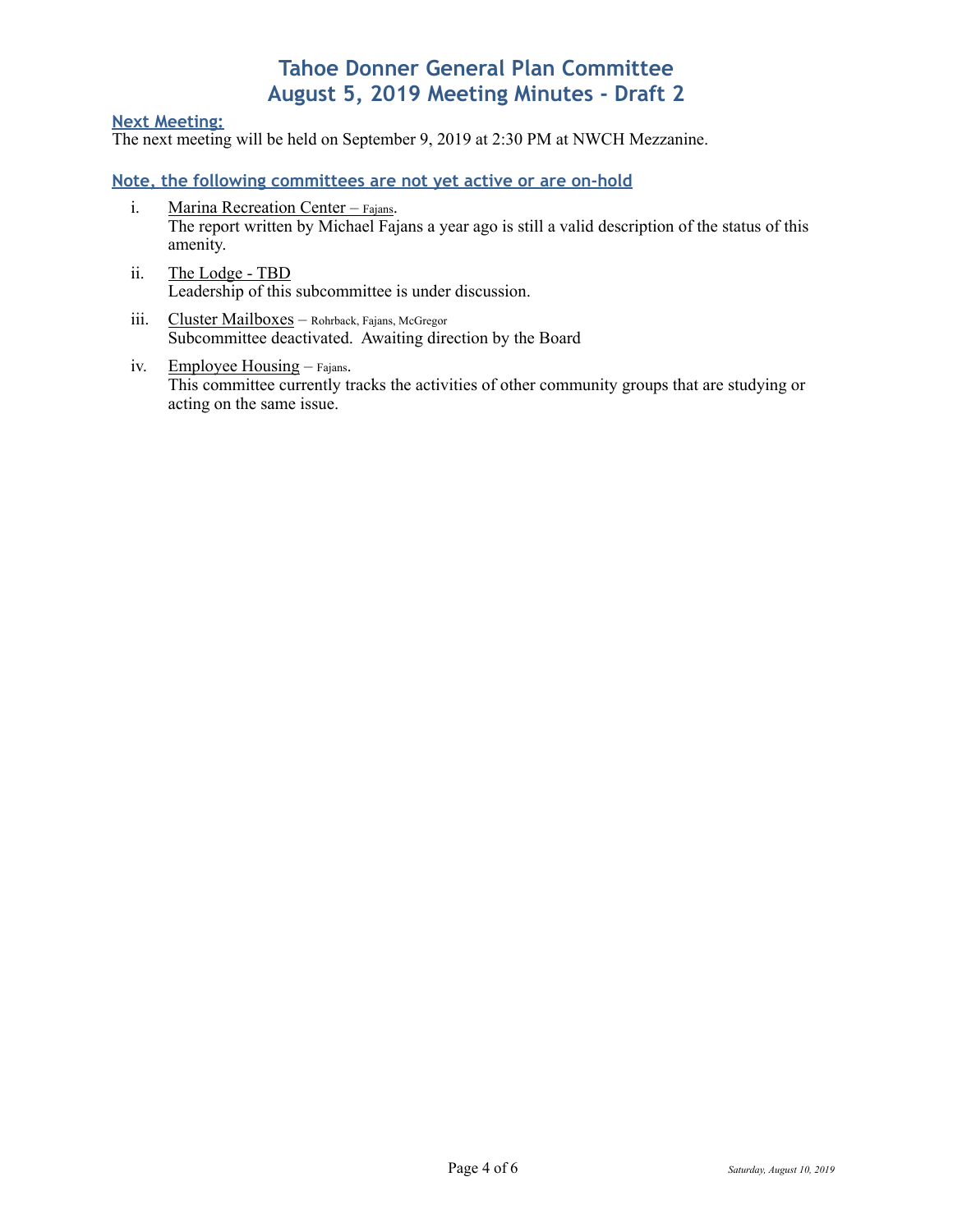# Tahoe Donner General Plan Committee
# August 5, 2019 Meeting Minutes - Draft 2

## Next Meeting:

The next meeting will be held on September 9, 2019 at 2:30 PM at NWCH Mezzanine.

## Note, the following committees are not yet active or are on-hold

i. Marina Recreation Center – Fajans.
The report written by Michael Fajans a year ago is still a valid description of the status of this amenity.

ii. The Lodge - TBD
Leadership of this subcommittee is under discussion.

iii. Cluster Mailboxes – Rohrback, Fajans, McGregor
Subcommittee deactivated. Awaiting direction by the Board

iv. Employee Housing – Fajans.
This committee currently tracks the activities of other community groups that are studying or acting on the same issue.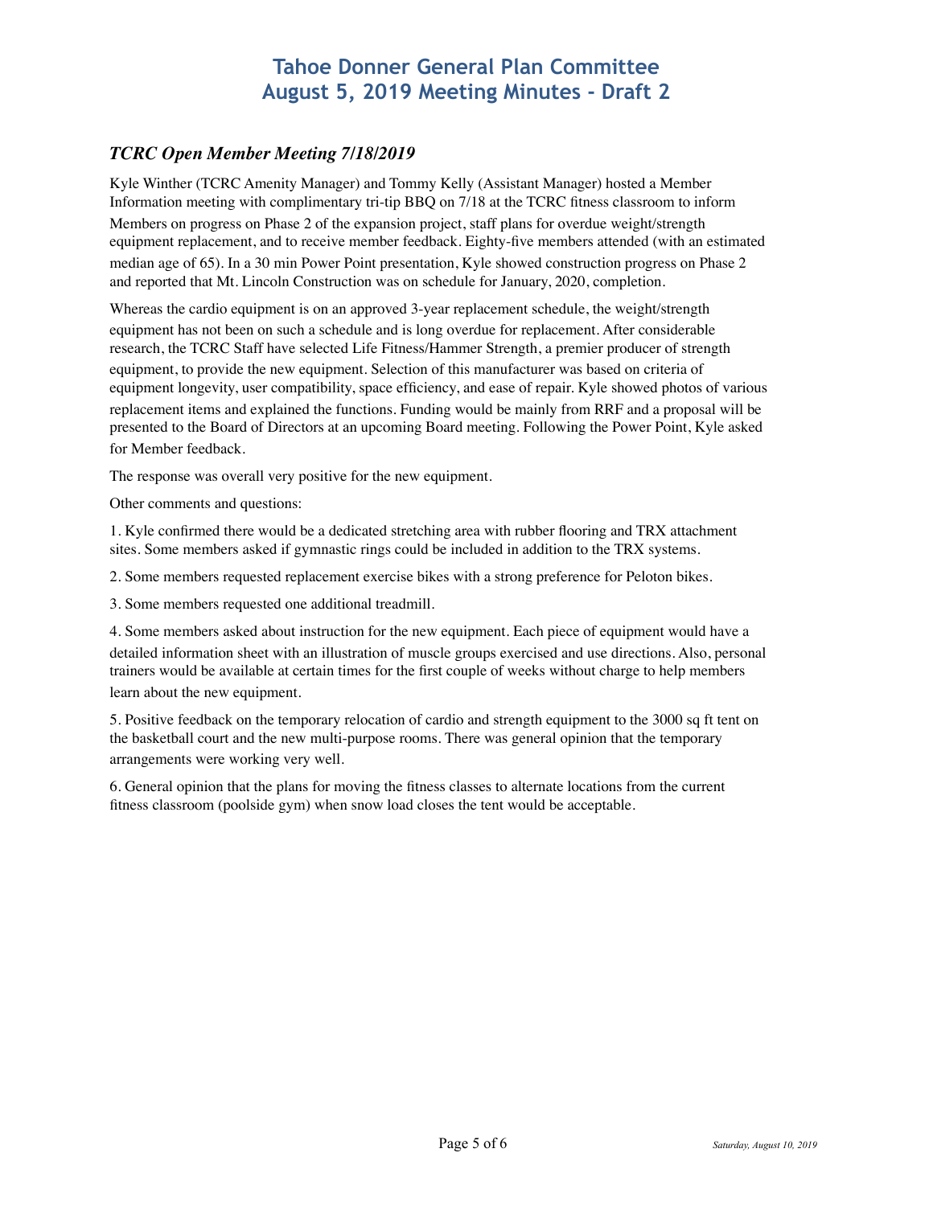### *TCRC Open Member Meeting 7/18/2019*

Kyle Winther (TCRC Amenity Manager) and Tommy Kelly (Assistant Manager) hosted a Member Information meeting with complimentary tri-tip BBQ on 7/18 at the TCRC fitness classroom to inform Members on progress on Phase 2 of the expansion project, staff plans for overdue weight/strength equipment replacement, and to receive member feedback. Eighty-five members attended (with an estimated median age of 65). In a 30 min Power Point presentation, Kyle showed construction progress on Phase 2 and reported that Mt. Lincoln Construction was on schedule for January, 2020, completion.

Whereas the cardio equipment is on an approved 3-year replacement schedule, the weight/strength equipment has not been on such a schedule and is long overdue for replacement. After considerable research, the TCRC Staff have selected Life Fitness/Hammer Strength, a premier producer of strength equipment, to provide the new equipment. Selection of this manufacturer was based on criteria of equipment longevity, user compatibility, space efficiency, and ease of repair. Kyle showed photos of various replacement items and explained the functions. Funding would be mainly from RRF and a proposal will be presented to the Board of Directors at an upcoming Board meeting. Following the Power Point, Kyle asked for Member feedback.

The response was overall very positive for the new equipment.

Other comments and questions:

1. Kyle confirmed there would be a dedicated stretching area with rubber flooring and TRX attachment sites. Some members asked if gymnastic rings could be included in addition to the TRX systems.

2. Some members requested replacement exercise bikes with a strong preference for Peloton bikes.

3. Some members requested one additional treadmill.

4. Some members asked about instruction for the new equipment. Each piece of equipment would have a detailed information sheet with an illustration of muscle groups exercised and use directions. Also, personal trainers would be available at certain times for the first couple of weeks without charge to help members learn about the new equipment.

5. Positive feedback on the temporary relocation of cardio and strength equipment to the 3000 sq ft tent on the basketball court and the new multi-purpose rooms. There was general opinion that the temporary arrangements were working very well.

6. General opinion that the plans for moving the fitness classes to alternate locations from the current fitness classroom (poolside gym) when snow load closes the tent would be acceptable.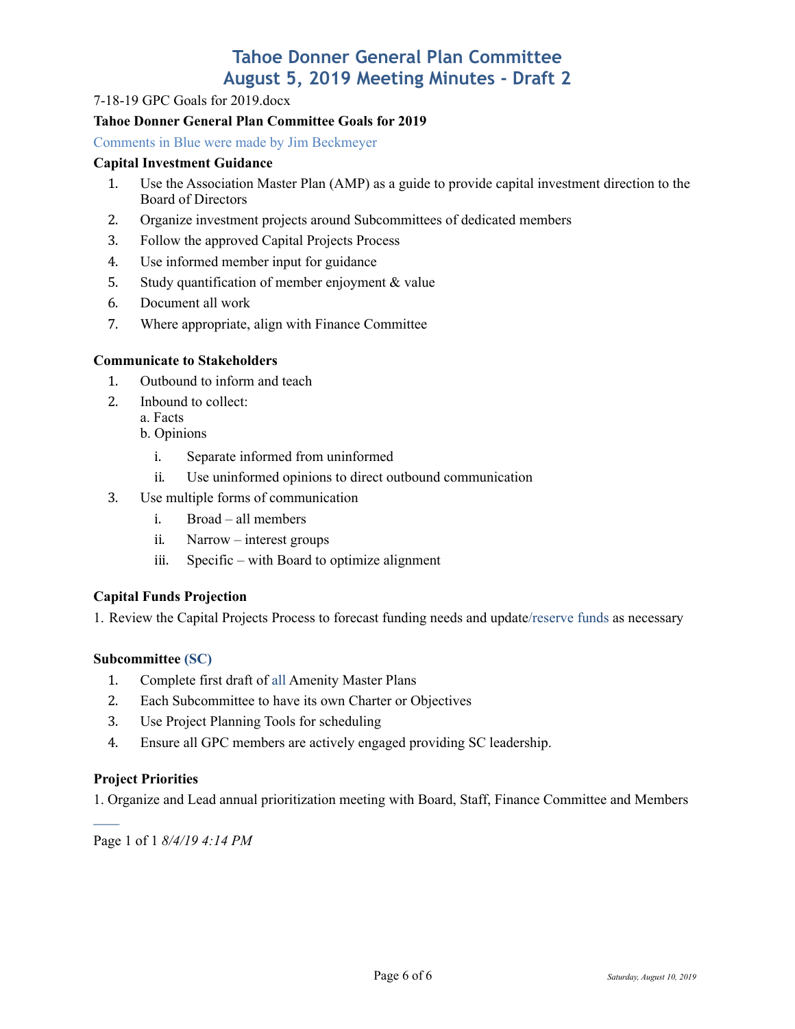7-18-19 GPC Goals for 2019.docx

**Tahoe Donner General Plan Committee Goals for 2019**

Comments in Blue were made by Jim Beckmeyer

**Capital Investment Guidance**

1. Use the Association Master Plan (AMP) as a guide to provide capital investment direction to the Board of Directors
2. Organize investment projects around Subcommittees of dedicated members
3. Follow the approved Capital Projects Process
4. Use informed member input for guidance
5. Study quantification of member enjoyment & value
6. Document all work
7. Where appropriate, align with Finance Committee

**Communicate to Stakeholders**

1. Outbound to inform and teach
2. Inbound to collect:
   a. Facts
   b. Opinions
      i. Separate informed from uninformed
      ii. Use uninformed opinions to direct outbound communication
3. Use multiple forms of communication
   i. Broad – all members
   ii. Narrow – interest groups
   iii. Specific – with Board to optimize alignment

**Capital Funds Projection**

1. Review the Capital Projects Process to forecast funding needs and update/reserve funds as necessary

**Subcommittee (SC)**

1. Complete first draft of all Amenity Master Plans
2. Each Subcommittee to have its own Charter or Objectives
3. Use Project Planning Tools for scheduling
4. Ensure all GPC members are actively engaged providing SC leadership.

**Project Priorities**

1. Organize and Lead annual prioritization meeting with Board, Staff, Finance Committee and Members

Page 1 of 1 *8/4/19 4:14 PM*